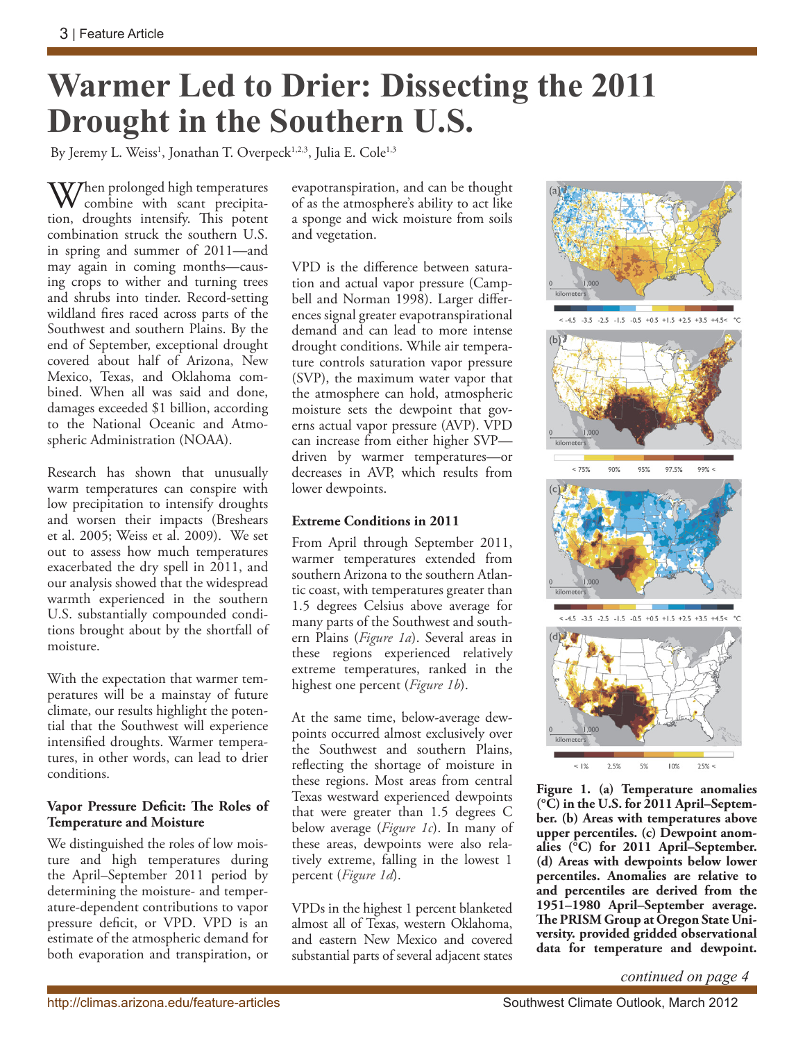# Warmer Led to Drier: Dissecting the 2011 Drought in the Southern U.S.

By Jeremy L. Weiss[1], Jonathan T. Overpeck[1,2,3], Julia E. Cole[1,3]

When prolonged high temperatures combine with scant precipitation, droughts intensify. This potent combination struck the southern U.S. in spring and summer of 2011—and may again in coming months—causing crops to wither and turning trees and shrubs into tinder. Record-setting wildland fires raced across parts of the Southwest and southern Plains. By the end of September, exceptional drought covered about half of Arizona, New Mexico, Texas, and Oklahoma combined. When all was said and done, damages exceeded $1 billion, according to the National Oceanic and Atmospheric Administration (NOAA).

Research has shown that unusually warm temperatures can conspire with low precipitation to intensify droughts and worsen their impacts (Breshears et al. 2005; Weiss et al. 2009). We set out to assess how much temperatures exacerbated the dry spell in 2011, and our analysis showed that the widespread warmth experienced in the southern U.S. substantially compounded conditions brought about by the shortfall of moisture.

With the expectation that warmer temperatures will be a mainstay of future climate, our results highlight the potential that the Southwest will experience intensified droughts. Warmer temperatures, in other words, can lead to drier conditions.

### Vapor Pressure Deficit: The Roles of Temperature and Moisture

We distinguished the roles of low moisture and high temperatures during the April–September 2011 period by determining the moisture- and temperature-dependent contributions to vapor pressure deficit, or VPD. VPD is an estimate of the atmospheric demand for both evaporation and transpiration, or evapotranspiration, and can be thought of as the atmosphere's ability to act like a sponge and wick moisture from soils and vegetation.

VPD is the difference between saturation and actual vapor pressure (Campbell and Norman 1998). Larger differences signal greater evapotranspirational demand and can lead to more intense drought conditions. While air temperature controls saturation vapor pressure (SVP), the maximum water vapor that the atmosphere can hold, atmospheric moisture sets the dewpoint that governs actual vapor pressure (AVP). VPD can increase from either higher SVP—driven by warmer temperatures—or decreases in AVP, which results from lower dewpoints.

### Extreme Conditions in 2011

From April through September 2011, warmer temperatures extended from southern Arizona to the southern Atlantic coast, with temperatures greater than 1.5 degrees Celsius above average for many parts of the Southwest and southern Plains (*Figure 1a*). Several areas in these regions experienced relatively extreme temperatures, ranked in the highest one percent (*Figure 1b*).

At the same time, below-average dewpoints occurred almost exclusively over the Southwest and southern Plains, reflecting the shortage of moisture in these regions. Most areas from central Texas westward experienced dewpoints that were greater than 1.5 degrees C below average (*Figure 1c*). In many of these areas, dewpoints were also relatively extreme, falling in the lowest 1 percent (*Figure 1d*).

VPDs in the highest 1 percent blanketed almost all of Texas, western Oklahoma, and eastern New Mexico and covered substantial parts of several adjacent states

**Figure 1. (a) Temperature anomalies (°C) in the U.S. for 2011 April–September. (b) Areas with temperatures above upper percentiles. (c) Dewpoint anomalies (°C) for 2011 April–September. (d) Areas with dewpoints below lower percentiles. Anomalies are relative to and percentiles are derived from the 1951–1980 April–September average. The PRISM Group at Oregon State University. provided gridded observational data for temperature and dewpoint.**

*continued on page 4*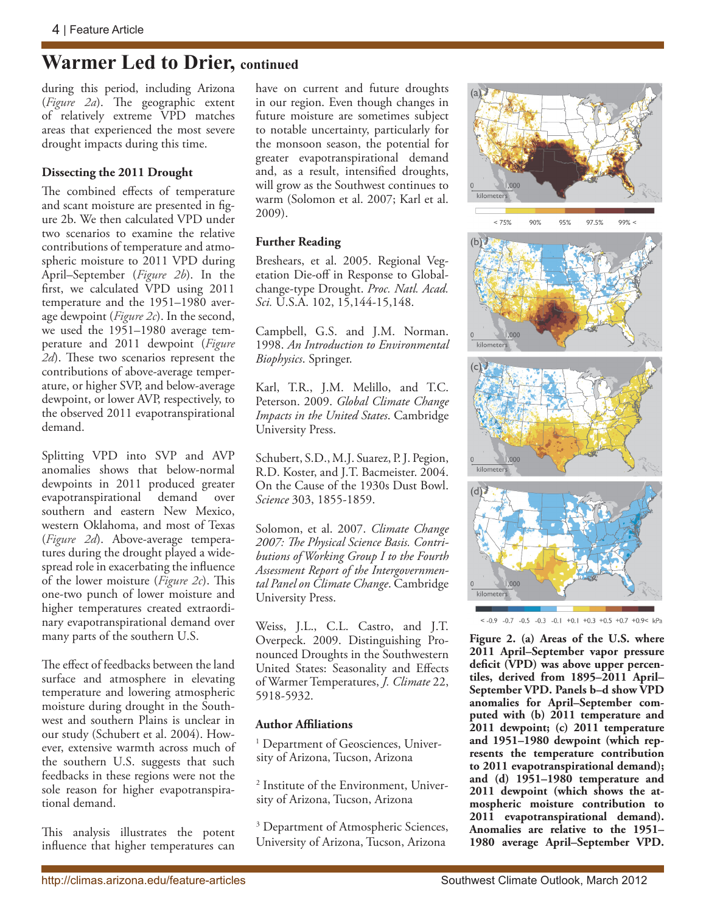# Warmer Led to Drier, continued

during this period, including Arizona (*Figure 2a*). The geographic extent of relatively extreme VPD matches areas that experienced the most severe drought impacts during this time.

### Dissecting the 2011 Drought

The combined effects of temperature and scant moisture are presented in figure 2b. We then calculated VPD under two scenarios to examine the relative contributions of temperature and atmospheric moisture to 2011 VPD during April–September (*Figure 2b*). In the first, we calculated VPD using 2011 temperature and the 1951–1980 average dewpoint (*Figure 2c*). In the second, we used the 1951–1980 average temperature and 2011 dewpoint (*Figure 2d*). These two scenarios represent the contributions of above-average temperature, or higher SVP, and below-average dewpoint, or lower AVP, respectively, to the observed 2011 evapotranspirational demand.

Splitting VPD into SVP and AVP anomalies shows that below-normal dewpoints in 2011 produced greater evapotranspirational demand over southern and eastern New Mexico, western Oklahoma, and most of Texas (*Figure 2d*). Above-average temperatures during the drought played a widespread role in exacerbating the influence of the lower moisture (*Figure 2c*). This one-two punch of lower moisture and higher temperatures created extraordinary evapotranspirational demand over many parts of the southern U.S.

The effect of feedbacks between the land surface and atmosphere in elevating temperature and lowering atmospheric moisture during drought in the Southwest and southern Plains is unclear in our study (Schubert et al. 2004). However, extensive warmth across much of the southern U.S. suggests that such feedbacks in these regions were not the sole reason for higher evapotranspirational demand.

This analysis illustrates the potent influence that higher temperatures can have on current and future droughts in our region. Even though changes in future moisture are sometimes subject to notable uncertainty, particularly for the monsoon season, the potential for greater evapotranspirational demand and, as a result, intensified droughts, will grow as the Southwest continues to warm (Solomon et al. 2007; Karl et al. 2009).

### Further Reading

Breshears, et al. 2005. Regional Vegetation Die-off in Response to Global-change-type Drought. *Proc. Natl. Acad. Sci.* U.S.A. 102, 15,144-15,148.

Campbell, G.S. and J.M. Norman. 1998. *An Introduction to Environmental Biophysics*. Springer.

Karl, T.R., J.M. Melillo, and T.C. Peterson. 2009. *Global Climate Change Impacts in the United States*. Cambridge University Press.

Schubert, S.D., M.J. Suarez, P. J. Pegion, R.D. Koster, and J.T. Bacmeister. 2004. On the Cause of the 1930s Dust Bowl. *Science* 303, 1855-1859.

Solomon, et al. 2007. *Climate Change 2007: The Physical Science Basis. Contributions of Working Group I to the Fourth Assessment Report of the Intergovernmental Panel on Climate Change*. Cambridge University Press.

Weiss, J.L., C.L. Castro, and J.T. Overpeck. 2009. Distinguishing Pronounced Droughts in the Southwestern United States: Seasonality and Effects of Warmer Temperatures, *J. Climate* 22, 5918-5932.

### Author Affiliations

[1] Department of Geosciences, University of Arizona, Tucson, Arizona

[2] Institute of the Environment, University of Arizona, Tucson, Arizona

[3] Department of Atmospheric Sciences, University of Arizona, Tucson, Arizona

(a)

0 1,000
kilometers

< 75% 90% 95% 97.5% 99% <

(b)

0 1,000
kilometers

(c)

0 1,000
kilometers

(d)

0 1,000
kilometers

< -0.9 -0.7 -0.5 -0.3 -0.1 +0.1 +0.3 +0.5 +0.7 +0.9< kPa

**Figure 2. (a) Areas of the U.S. where 2011 April–September vapor pressure deficit (VPD) was above upper percentiles, derived from 1895–2011 April–September VPD. Panels b–d show VPD anomalies for April–September computed with (b) 2011 temperature and 2011 dewpoint; (c) 2011 temperature and 1951–1980 dewpoint (which represents the temperature contribution to 2011 evapotranspirational demand); and (d) 1951–1980 temperature and 2011 dewpoint (which shows the atmospheric moisture contribution to 2011 evapotranspirational demand). Anomalies are relative to the 1951–1980 average April–September VPD.**